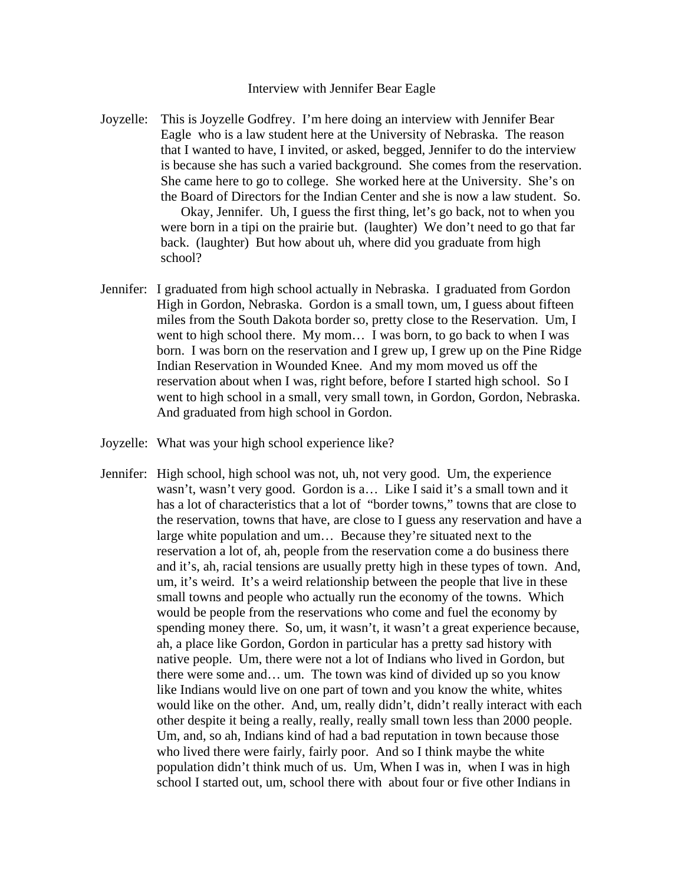Interview with Jennifer Bear Eagle

Joyzelle: This is Joyzelle Godfrey. I'm here doing an interview with Jennifer Bear Eagle who is a law student here at the University of Nebraska. The reason that I wanted to have, I invited, or asked, begged, Jennifer to do the interview is because she has such a varied background. She comes from the reservation. She came here to go to college. She worked here at the University. She's on the Board of Directors for the Indian Center and she is now a law student. So.

Okay, Jennifer. Uh, I guess the first thing, let's go back, not to when you were born in a tipi on the prairie but. (laughter) We don't need to go that far back. (laughter) But how about uh, where did you graduate from high school?

Jennifer: I graduated from high school actually in Nebraska. I graduated from Gordon High in Gordon, Nebraska. Gordon is a small town, um, I guess about fifteen miles from the South Dakota border so, pretty close to the Reservation. Um, I went to high school there. My mom… I was born, to go back to when I was born. I was born on the reservation and I grew up, I grew up on the Pine Ridge Indian Reservation in Wounded Knee. And my mom moved us off the reservation about when I was, right before, before I started high school. So I went to high school in a small, very small town, in Gordon, Gordon, Nebraska. And graduated from high school in Gordon.

Joyzelle: What was your high school experience like?

Jennifer: High school, high school was not, uh, not very good. Um, the experience wasn't, wasn't very good. Gordon is a… Like I said it's a small town and it has a lot of characteristics that a lot of "border towns," towns that are close to the reservation, towns that have, are close to I guess any reservation and have a large white population and um… Because they're situated next to the reservation a lot of, ah, people from the reservation come a do business there and it's, ah, racial tensions are usually pretty high in these types of town. And, um, it's weird. It's a weird relationship between the people that live in these small towns and people who actually run the economy of the towns. Which would be people from the reservations who come and fuel the economy by spending money there. So, um, it wasn't, it wasn't a great experience because, ah, a place like Gordon, Gordon in particular has a pretty sad history with native people. Um, there were not a lot of Indians who lived in Gordon, but there were some and… um. The town was kind of divided up so you know like Indians would live on one part of town and you know the white, whites would like on the other. And, um, really didn't, didn't really interact with each other despite it being a really, really, really small town less than 2000 people. Um, and, so ah, Indians kind of had a bad reputation in town because those who lived there were fairly, fairly poor. And so I think maybe the white population didn't think much of us. Um, When I was in, when I was in high school I started out, um, school there with about four or five other Indians in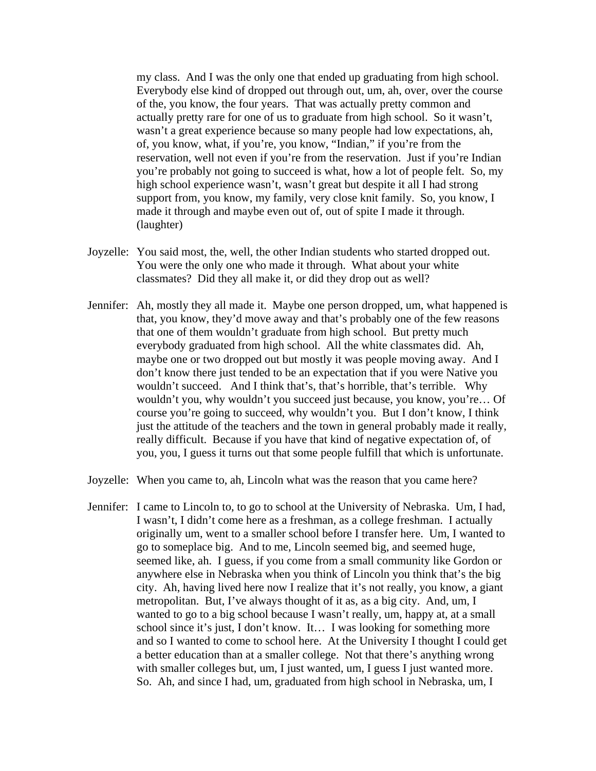my class. And I was the only one that ended up graduating from high school. Everybody else kind of dropped out through out, um, ah, over, over the course of the, you know, the four years. That was actually pretty common and actually pretty rare for one of us to graduate from high school. So it wasn't, wasn't a great experience because so many people had low expectations, ah, of, you know, what, if you're, you know, "Indian," if you're from the reservation, well not even if you're from the reservation. Just if you're Indian you're probably not going to succeed is what, how a lot of people felt. So, my high school experience wasn't, wasn't great but despite it all I had strong support from, you know, my family, very close knit family. So, you know, I made it through and maybe even out of, out of spite I made it through. (laughter)

Joyzelle: You said most, the, well, the other Indian students who started dropped out. You were the only one who made it through. What about your white classmates? Did they all make it, or did they drop out as well?

Jennifer: Ah, mostly they all made it. Maybe one person dropped, um, what happened is that, you know, they'd move away and that's probably one of the few reasons that one of them wouldn't graduate from high school. But pretty much everybody graduated from high school. All the white classmates did. Ah, maybe one or two dropped out but mostly it was people moving away. And I don't know there just tended to be an expectation that if you were Native you wouldn't succeed. And I think that's, that's horrible, that's terrible. Why wouldn't you, why wouldn't you succeed just because, you know, you're… Of course you're going to succeed, why wouldn't you. But I don't know, I think just the attitude of the teachers and the town in general probably made it really, really difficult. Because if you have that kind of negative expectation of, of you, you, I guess it turns out that some people fulfill that which is unfortunate.

Joyzelle: When you came to, ah, Lincoln what was the reason that you came here?

Jennifer: I came to Lincoln to, to go to school at the University of Nebraska. Um, I had, I wasn't, I didn't come here as a freshman, as a college freshman. I actually originally um, went to a smaller school before I transfer here. Um, I wanted to go to someplace big. And to me, Lincoln seemed big, and seemed huge, seemed like, ah. I guess, if you come from a small community like Gordon or anywhere else in Nebraska when you think of Lincoln you think that's the big city. Ah, having lived here now I realize that it's not really, you know, a giant metropolitan. But, I've always thought of it as, as a big city. And, um, I wanted to go to a big school because I wasn't really, um, happy at, at a small school since it's just, I don't know. It… I was looking for something more and so I wanted to come to school here. At the University I thought I could get a better education than at a smaller college. Not that there's anything wrong with smaller colleges but, um, I just wanted, um, I guess I just wanted more. So. Ah, and since I had, um, graduated from high school in Nebraska, um, I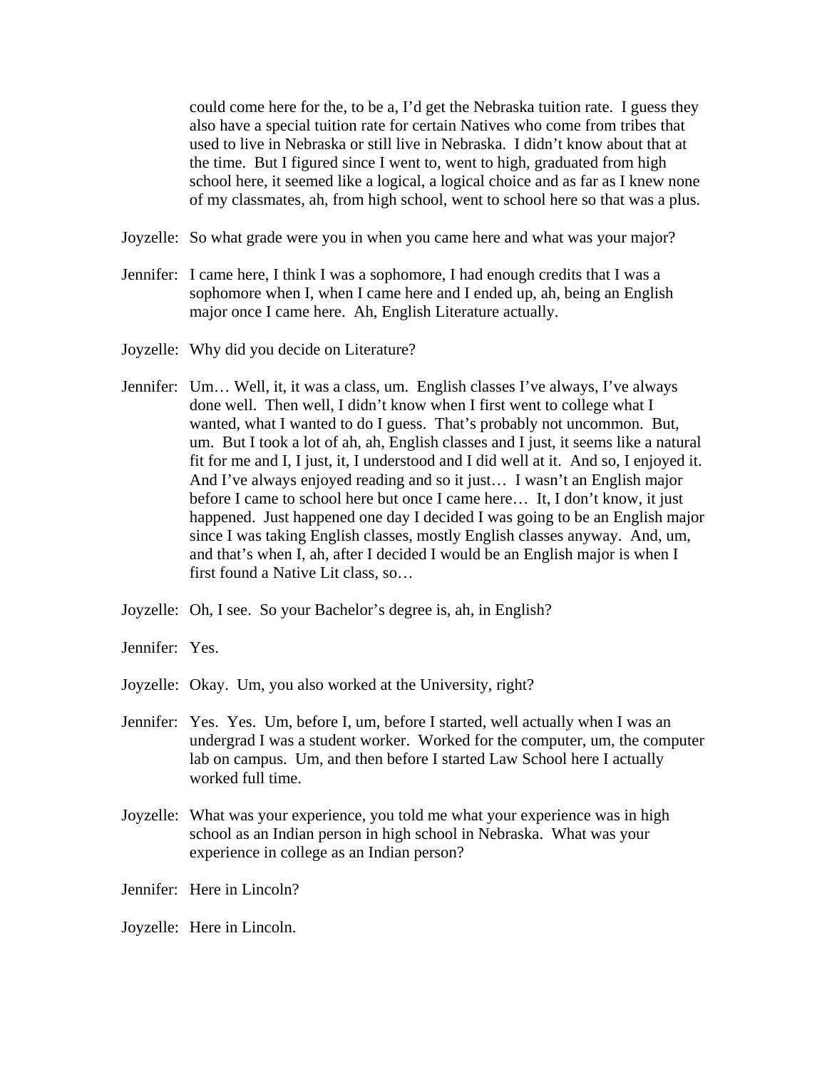could come here for the, to be a, I'd get the Nebraska tuition rate. I guess they also have a special tuition rate for certain Natives who come from tribes that used to live in Nebraska or still live in Nebraska. I didn't know about that at the time. But I figured since I went to, went to high, graduated from high school here, it seemed like a logical, a logical choice and as far as I knew none of my classmates, ah, from high school, went to school here so that was a plus.

Joyzelle: So what grade were you in when you came here and what was your major?

Jennifer: I came here, I think I was a sophomore, I had enough credits that I was a sophomore when I, when I came here and I ended up, ah, being an English major once I came here. Ah, English Literature actually.

Joyzelle: Why did you decide on Literature?

Jennifer: Um… Well, it, it was a class, um. English classes I've always, I've always done well. Then well, I didn't know when I first went to college what I wanted, what I wanted to do I guess. That's probably not uncommon. But, um. But I took a lot of ah, ah, English classes and I just, it seems like a natural fit for me and I, I just, it, I understood and I did well at it. And so, I enjoyed it. And I've always enjoyed reading and so it just… I wasn't an English major before I came to school here but once I came here… It, I don't know, it just happened. Just happened one day I decided I was going to be an English major since I was taking English classes, mostly English classes anyway. And, um, and that's when I, ah, after I decided I would be an English major is when I first found a Native Lit class, so…

Joyzelle: Oh, I see. So your Bachelor's degree is, ah, in English?

Jennifer: Yes.

Joyzelle: Okay. Um, you also worked at the University, right?

Jennifer: Yes. Yes. Um, before I, um, before I started, well actually when I was an undergrad I was a student worker. Worked for the computer, um, the computer lab on campus. Um, and then before I started Law School here I actually worked full time.

Joyzelle: What was your experience, you told me what your experience was in high school as an Indian person in high school in Nebraska. What was your experience in college as an Indian person?

Jennifer: Here in Lincoln?

Joyzelle: Here in Lincoln.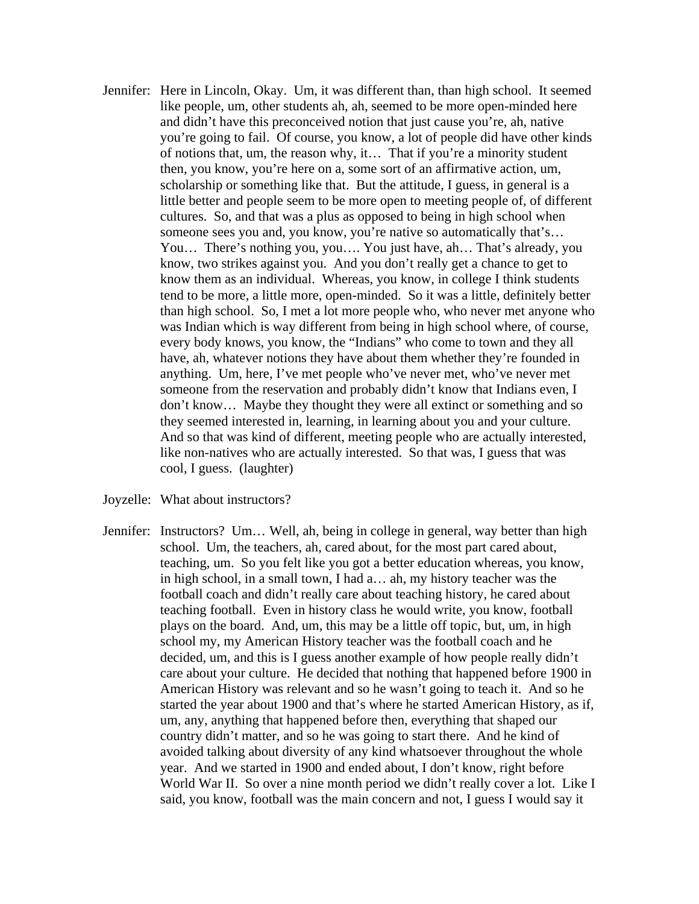Jennifer: Here in Lincoln, Okay. Um, it was different than, than high school. It seemed like people, um, other students ah, ah, seemed to be more open-minded here and didn't have this preconceived notion that just cause you're, ah, native you're going to fail. Of course, you know, a lot of people did have other kinds of notions that, um, the reason why, it… That if you're a minority student then, you know, you're here on a, some sort of an affirmative action, um, scholarship or something like that. But the attitude, I guess, in general is a little better and people seem to be more open to meeting people of, of different cultures. So, and that was a plus as opposed to being in high school when someone sees you and, you know, you're native so automatically that's… You… There's nothing you, you…. You just have, ah… That's already, you know, two strikes against you. And you don't really get a chance to get to know them as an individual. Whereas, you know, in college I think students tend to be more, a little more, open-minded. So it was a little, definitely better than high school. So, I met a lot more people who, who never met anyone who was Indian which is way different from being in high school where, of course, every body knows, you know, the "Indians" who come to town and they all have, ah, whatever notions they have about them whether they're founded in anything. Um, here, I've met people who've never met, who've never met someone from the reservation and probably didn't know that Indians even, I don't know… Maybe they thought they were all extinct or something and so they seemed interested in, learning, in learning about you and your culture. And so that was kind of different, meeting people who are actually interested, like non-natives who are actually interested. So that was, I guess that was cool, I guess. (laughter)

Joyzelle: What about instructors?

Jennifer: Instructors? Um… Well, ah, being in college in general, way better than high school. Um, the teachers, ah, cared about, for the most part cared about, teaching, um. So you felt like you got a better education whereas, you know, in high school, in a small town, I had a… ah, my history teacher was the football coach and didn't really care about teaching history, he cared about teaching football. Even in history class he would write, you know, football plays on the board. And, um, this may be a little off topic, but, um, in high school my, my American History teacher was the football coach and he decided, um, and this is I guess another example of how people really didn't care about your culture. He decided that nothing that happened before 1900 in American History was relevant and so he wasn't going to teach it. And so he started the year about 1900 and that's where he started American History, as if, um, any, anything that happened before then, everything that shaped our country didn't matter, and so he was going to start there. And he kind of avoided talking about diversity of any kind whatsoever throughout the whole year. And we started in 1900 and ended about, I don't know, right before World War II. So over a nine month period we didn't really cover a lot. Like I said, you know, football was the main concern and not, I guess I would say it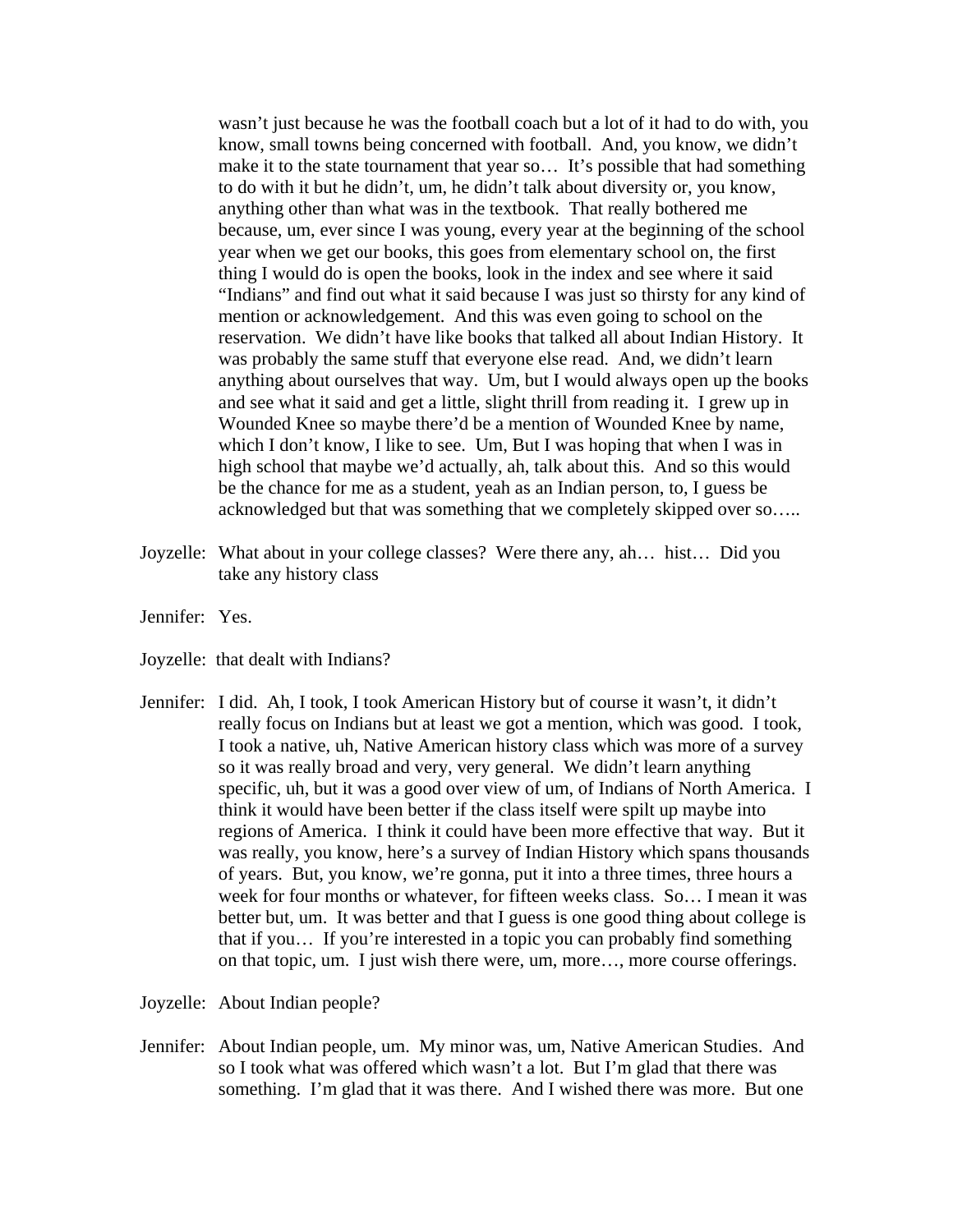wasn't just because he was the football coach but a lot of it had to do with, you know, small towns being concerned with football. And, you know, we didn't make it to the state tournament that year so… It's possible that had something to do with it but he didn't, um, he didn't talk about diversity or, you know, anything other than what was in the textbook. That really bothered me because, um, ever since I was young, every year at the beginning of the school year when we get our books, this goes from elementary school on, the first thing I would do is open the books, look in the index and see where it said "Indians" and find out what it said because I was just so thirsty for any kind of mention or acknowledgement. And this was even going to school on the reservation. We didn't have like books that talked all about Indian History. It was probably the same stuff that everyone else read. And, we didn't learn anything about ourselves that way. Um, but I would always open up the books and see what it said and get a little, slight thrill from reading it. I grew up in Wounded Knee so maybe there'd be a mention of Wounded Knee by name, which I don't know, I like to see. Um, But I was hoping that when I was in high school that maybe we'd actually, ah, talk about this. And so this would be the chance for me as a student, yeah as an Indian person, to, I guess be acknowledged but that was something that we completely skipped over so…..

Joyzelle: What about in your college classes? Were there any, ah… hist… Did you take any history class

Jennifer: Yes.

Joyzelle: that dealt with Indians?

Jennifer: I did. Ah, I took, I took American History but of course it wasn't, it didn't really focus on Indians but at least we got a mention, which was good. I took, I took a native, uh, Native American history class which was more of a survey so it was really broad and very, very general. We didn't learn anything specific, uh, but it was a good over view of um, of Indians of North America. I think it would have been better if the class itself were spilt up maybe into regions of America. I think it could have been more effective that way. But it was really, you know, here's a survey of Indian History which spans thousands of years. But, you know, we're gonna, put it into a three times, three hours a week for four months or whatever, for fifteen weeks class. So… I mean it was better but, um. It was better and that I guess is one good thing about college is that if you… If you're interested in a topic you can probably find something on that topic, um. I just wish there were, um, more…, more course offerings.

Joyzelle: About Indian people?

Jennifer: About Indian people, um. My minor was, um, Native American Studies. And so I took what was offered which wasn't a lot. But I'm glad that there was something. I'm glad that it was there. And I wished there was more. But one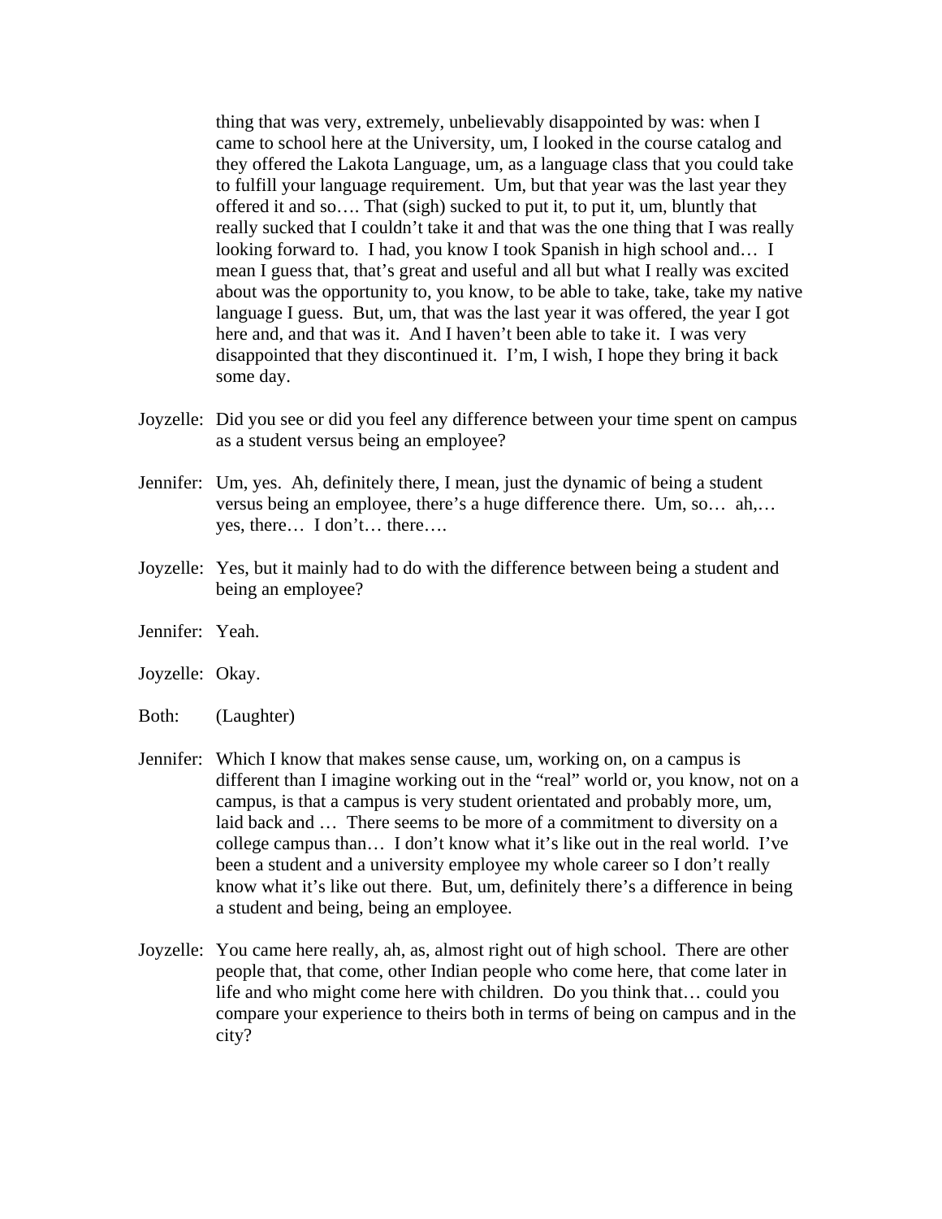thing that was very, extremely, unbelievably disappointed by was: when I came to school here at the University, um, I looked in the course catalog and they offered the Lakota Language, um, as a language class that you could take to fulfill your language requirement. Um, but that year was the last year they offered it and so…. That (sigh) sucked to put it, to put it, um, bluntly that really sucked that I couldn't take it and that was the one thing that I was really looking forward to. I had, you know I took Spanish in high school and… I mean I guess that, that's great and useful and all but what I really was excited about was the opportunity to, you know, to be able to take, take, take my native language I guess. But, um, that was the last year it was offered, the year I got here and, and that was it. And I haven't been able to take it. I was very disappointed that they discontinued it. I'm, I wish, I hope they bring it back some day.

Joyzelle: Did you see or did you feel any difference between your time spent on campus as a student versus being an employee?

Jennifer: Um, yes. Ah, definitely there, I mean, just the dynamic of being a student versus being an employee, there's a huge difference there. Um, so… ah,… yes, there… I don't… there….

Joyzelle: Yes, but it mainly had to do with the difference between being a student and being an employee?

Jennifer: Yeah.

Joyzelle: Okay.

Both: (Laughter)

Jennifer: Which I know that makes sense cause, um, working on, on a campus is different than I imagine working out in the "real" world or, you know, not on a campus, is that a campus is very student orientated and probably more, um, laid back and … There seems to be more of a commitment to diversity on a college campus than… I don't know what it's like out in the real world. I've been a student and a university employee my whole career so I don't really know what it's like out there. But, um, definitely there's a difference in being a student and being, being an employee.

Joyzelle: You came here really, ah, as, almost right out of high school. There are other people that, that come, other Indian people who come here, that come later in life and who might come here with children. Do you think that… could you compare your experience to theirs both in terms of being on campus and in the city?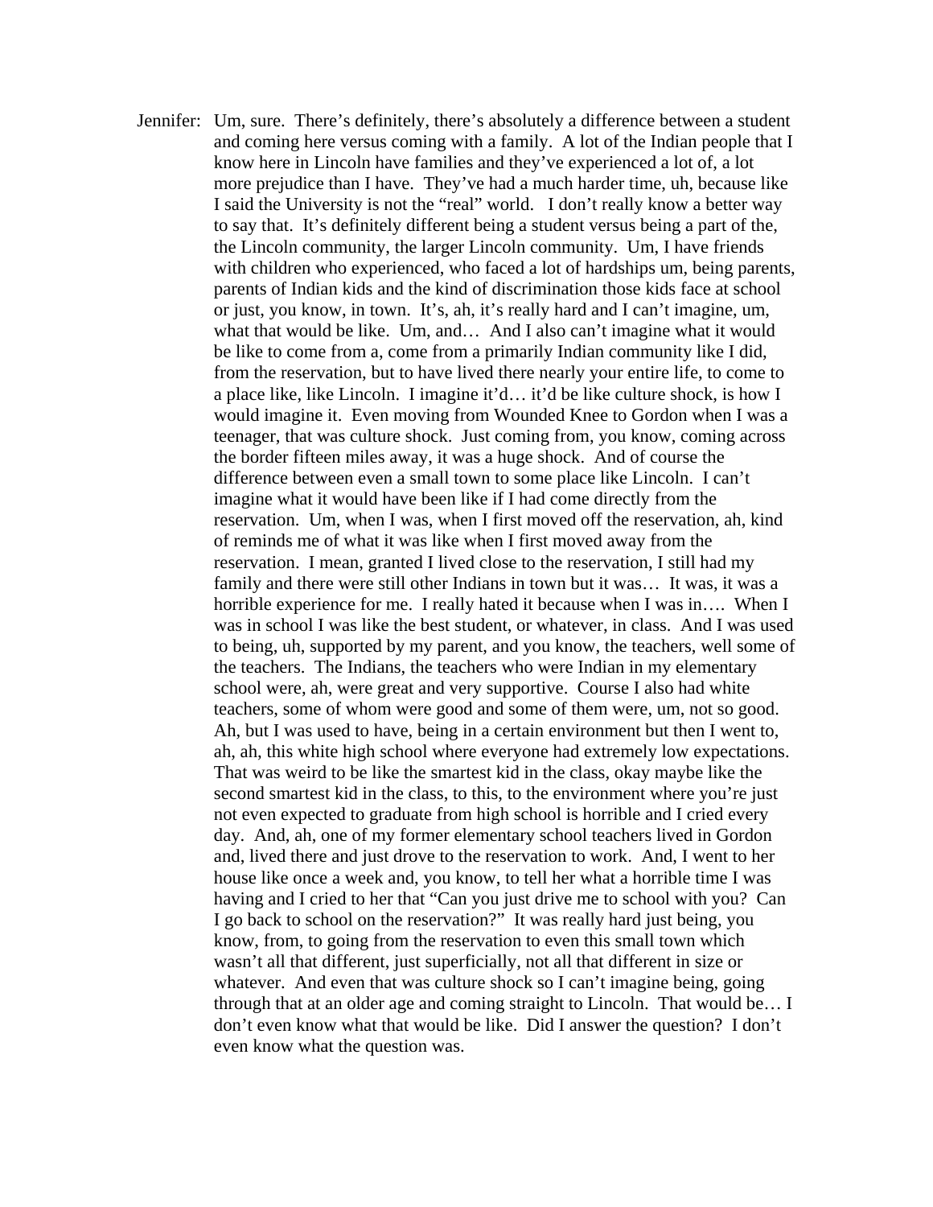Jennifer: Um, sure. There's definitely, there's absolutely a difference between a student and coming here versus coming with a family. A lot of the Indian people that I know here in Lincoln have families and they've experienced a lot of, a lot more prejudice than I have. They've had a much harder time, uh, because like I said the University is not the "real" world. I don't really know a better way to say that. It's definitely different being a student versus being a part of the, the Lincoln community, the larger Lincoln community. Um, I have friends with children who experienced, who faced a lot of hardships um, being parents, parents of Indian kids and the kind of discrimination those kids face at school or just, you know, in town. It's, ah, it's really hard and I can't imagine, um, what that would be like. Um, and… And I also can't imagine what it would be like to come from a, come from a primarily Indian community like I did, from the reservation, but to have lived there nearly your entire life, to come to a place like, like Lincoln. I imagine it'd… it'd be like culture shock, is how I would imagine it. Even moving from Wounded Knee to Gordon when I was a teenager, that was culture shock. Just coming from, you know, coming across the border fifteen miles away, it was a huge shock. And of course the difference between even a small town to some place like Lincoln. I can't imagine what it would have been like if I had come directly from the reservation. Um, when I was, when I first moved off the reservation, ah, kind of reminds me of what it was like when I first moved away from the reservation. I mean, granted I lived close to the reservation, I still had my family and there were still other Indians in town but it was… It was, it was a horrible experience for me. I really hated it because when I was in…. When I was in school I was like the best student, or whatever, in class. And I was used to being, uh, supported by my parent, and you know, the teachers, well some of the teachers. The Indians, the teachers who were Indian in my elementary school were, ah, were great and very supportive. Course I also had white teachers, some of whom were good and some of them were, um, not so good. Ah, but I was used to have, being in a certain environment but then I went to, ah, ah, this white high school where everyone had extremely low expectations. That was weird to be like the smartest kid in the class, okay maybe like the second smartest kid in the class, to this, to the environment where you're just not even expected to graduate from high school is horrible and I cried every day. And, ah, one of my former elementary school teachers lived in Gordon and, lived there and just drove to the reservation to work. And, I went to her house like once a week and, you know, to tell her what a horrible time I was having and I cried to her that "Can you just drive me to school with you? Can I go back to school on the reservation?" It was really hard just being, you know, from, to going from the reservation to even this small town which wasn't all that different, just superficially, not all that different in size or whatever. And even that was culture shock so I can't imagine being, going through that at an older age and coming straight to Lincoln. That would be… I don't even know what that would be like. Did I answer the question? I don't even know what the question was.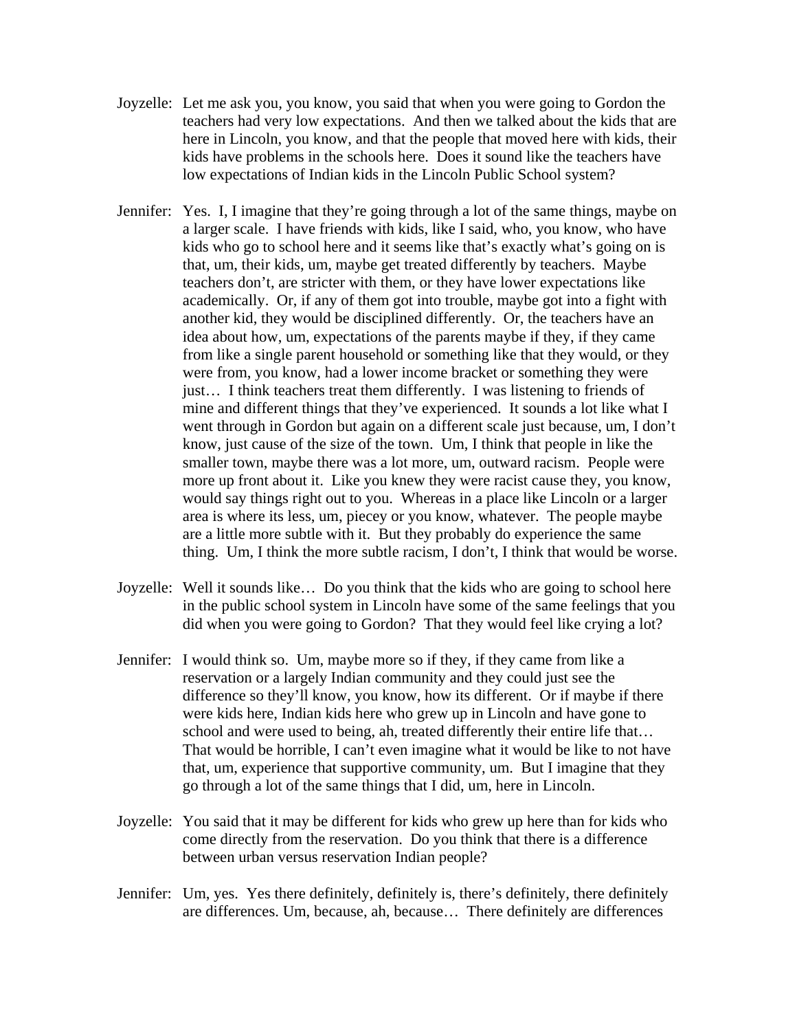Joyzelle: Let me ask you, you know, you said that when you were going to Gordon the teachers had very low expectations. And then we talked about the kids that are here in Lincoln, you know, and that the people that moved here with kids, their kids have problems in the schools here. Does it sound like the teachers have low expectations of Indian kids in the Lincoln Public School system?

Jennifer: Yes. I, I imagine that they're going through a lot of the same things, maybe on a larger scale. I have friends with kids, like I said, who, you know, who have kids who go to school here and it seems like that's exactly what's going on is that, um, their kids, um, maybe get treated differently by teachers. Maybe teachers don't, are stricter with them, or they have lower expectations like academically. Or, if any of them got into trouble, maybe got into a fight with another kid, they would be disciplined differently. Or, the teachers have an idea about how, um, expectations of the parents maybe if they, if they came from like a single parent household or something like that they would, or they were from, you know, had a lower income bracket or something they were just… I think teachers treat them differently. I was listening to friends of mine and different things that they've experienced. It sounds a lot like what I went through in Gordon but again on a different scale just because, um, I don't know, just cause of the size of the town. Um, I think that people in like the smaller town, maybe there was a lot more, um, outward racism. People were more up front about it. Like you knew they were racist cause they, you know, would say things right out to you. Whereas in a place like Lincoln or a larger area is where its less, um, piecey or you know, whatever. The people maybe are a little more subtle with it. But they probably do experience the same thing. Um, I think the more subtle racism, I don't, I think that would be worse.

Joyzelle: Well it sounds like… Do you think that the kids who are going to school here in the public school system in Lincoln have some of the same feelings that you did when you were going to Gordon? That they would feel like crying a lot?

Jennifer: I would think so. Um, maybe more so if they, if they came from like a reservation or a largely Indian community and they could just see the difference so they'll know, you know, how its different. Or if maybe if there were kids here, Indian kids here who grew up in Lincoln and have gone to school and were used to being, ah, treated differently their entire life that… That would be horrible, I can't even imagine what it would be like to not have that, um, experience that supportive community, um. But I imagine that they go through a lot of the same things that I did, um, here in Lincoln.

Joyzelle: You said that it may be different for kids who grew up here than for kids who come directly from the reservation. Do you think that there is a difference between urban versus reservation Indian people?

Jennifer: Um, yes. Yes there definitely, definitely is, there's definitely, there definitely are differences. Um, because, ah, because… There definitely are differences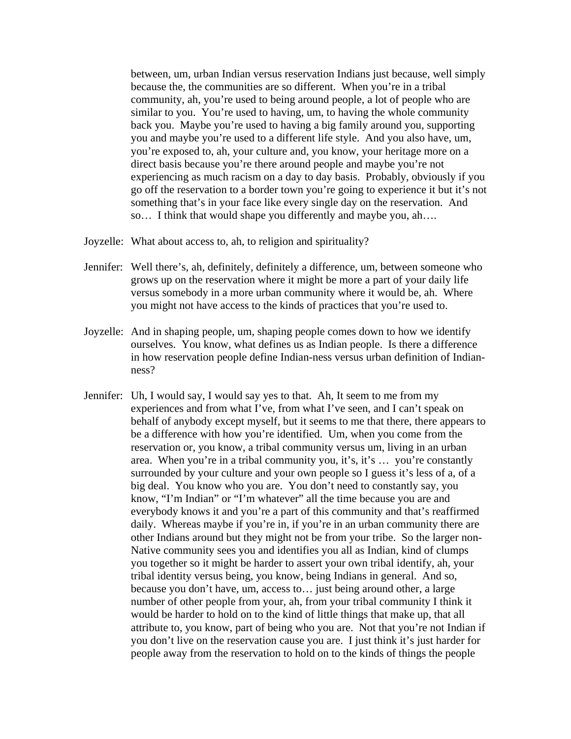between, um, urban Indian versus reservation Indians just because, well simply because the, the communities are so different. When you're in a tribal community, ah, you're used to being around people, a lot of people who are similar to you. You're used to having, um, to having the whole community back you. Maybe you're used to having a big family around you, supporting you and maybe you're used to a different life style. And you also have, um, you're exposed to, ah, your culture and, you know, your heritage more on a direct basis because you're there around people and maybe you're not experiencing as much racism on a day to day basis. Probably, obviously if you go off the reservation to a border town you're going to experience it but it's not something that's in your face like every single day on the reservation. And so… I think that would shape you differently and maybe you, ah….

Joyzelle: What about access to, ah, to religion and spirituality?

Jennifer: Well there's, ah, definitely, definitely a difference, um, between someone who grows up on the reservation where it might be more a part of your daily life versus somebody in a more urban community where it would be, ah. Where you might not have access to the kinds of practices that you're used to.

Joyzelle: And in shaping people, um, shaping people comes down to how we identify ourselves. You know, what defines us as Indian people. Is there a difference in how reservation people define Indian-ness versus urban definition of Indian-ness?

Jennifer: Uh, I would say, I would say yes to that. Ah, It seem to me from my experiences and from what I've, from what I've seen, and I can't speak on behalf of anybody except myself, but it seems to me that there, there appears to be a difference with how you're identified. Um, when you come from the reservation or, you know, a tribal community versus um, living in an urban area. When you're in a tribal community you, it's, it's … you're constantly surrounded by your culture and your own people so I guess it's less of a, of a big deal. You know who you are. You don't need to constantly say, you know, "I'm Indian" or "I'm whatever" all the time because you are and everybody knows it and you're a part of this community and that's reaffirmed daily. Whereas maybe if you're in, if you're in an urban community there are other Indians around but they might not be from your tribe. So the larger non-Native community sees you and identifies you all as Indian, kind of clumps you together so it might be harder to assert your own tribal identify, ah, your tribal identity versus being, you know, being Indians in general. And so, because you don't have, um, access to… just being around other, a large number of other people from your, ah, from your tribal community I think it would be harder to hold on to the kind of little things that make up, that all attribute to, you know, part of being who you are. Not that you're not Indian if you don't live on the reservation cause you are. I just think it's just harder for people away from the reservation to hold on to the kinds of things the people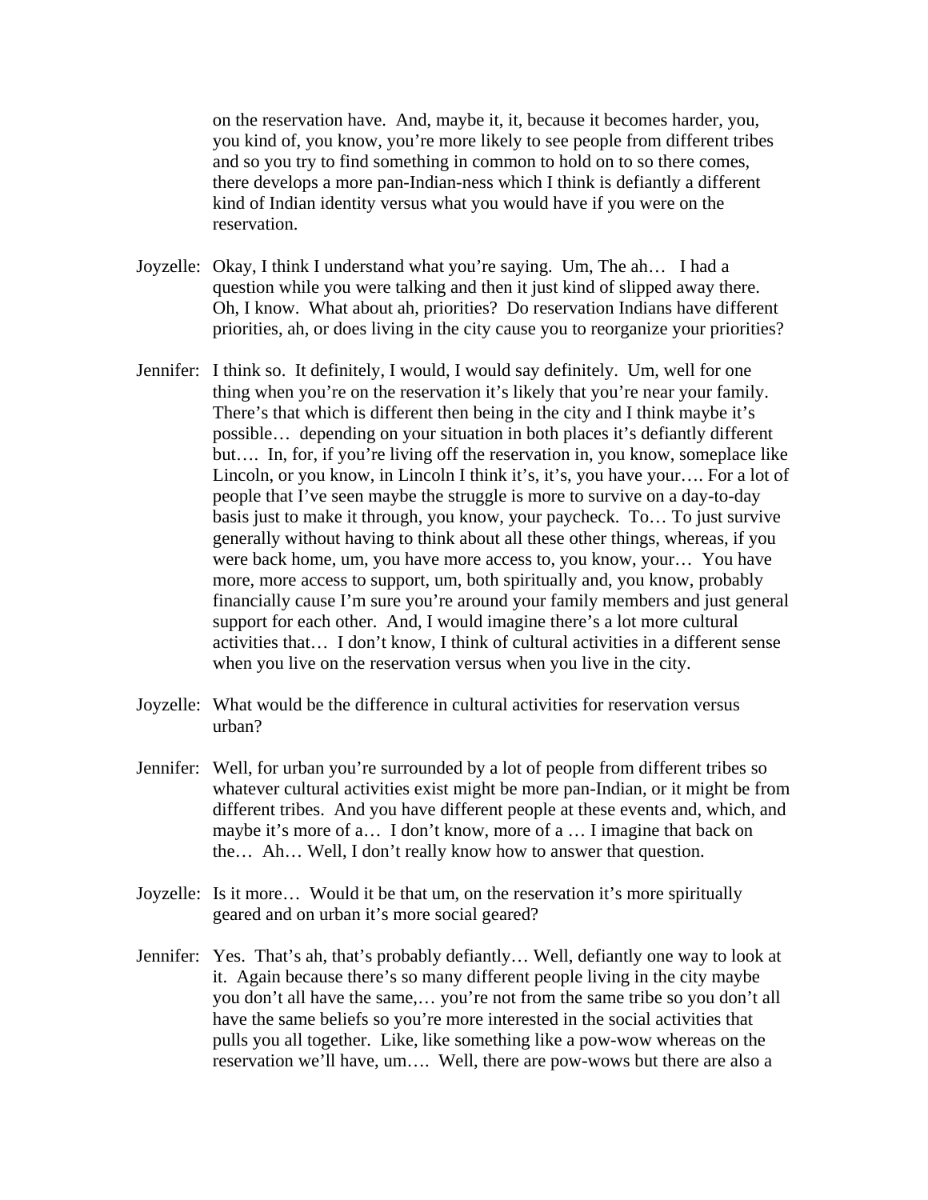on the reservation have. And, maybe it, it, because it becomes harder, you, you kind of, you know, you're more likely to see people from different tribes and so you try to find something in common to hold on to so there comes, there develops a more pan-Indian-ness which I think is defiantly a different kind of Indian identity versus what you would have if you were on the reservation.

Joyzelle: Okay, I think I understand what you're saying. Um, The ah… I had a question while you were talking and then it just kind of slipped away there. Oh, I know. What about ah, priorities? Do reservation Indians have different priorities, ah, or does living in the city cause you to reorganize your priorities?

Jennifer: I think so. It definitely, I would, I would say definitely. Um, well for one thing when you're on the reservation it's likely that you're near your family. There's that which is different then being in the city and I think maybe it's possible… depending on your situation in both places it's defiantly different but…. In, for, if you're living off the reservation in, you know, someplace like Lincoln, or you know, in Lincoln I think it's, it's, you have your…. For a lot of people that I've seen maybe the struggle is more to survive on a day-to-day basis just to make it through, you know, your paycheck. To… To just survive generally without having to think about all these other things, whereas, if you were back home, um, you have more access to, you know, your… You have more, more access to support, um, both spiritually and, you know, probably financially cause I'm sure you're around your family members and just general support for each other. And, I would imagine there's a lot more cultural activities that… I don't know, I think of cultural activities in a different sense when you live on the reservation versus when you live in the city.

Joyzelle: What would be the difference in cultural activities for reservation versus urban?

Jennifer: Well, for urban you're surrounded by a lot of people from different tribes so whatever cultural activities exist might be more pan-Indian, or it might be from different tribes. And you have different people at these events and, which, and maybe it's more of a… I don't know, more of a … I imagine that back on the… Ah… Well, I don't really know how to answer that question.

Joyzelle: Is it more… Would it be that um, on the reservation it's more spiritually geared and on urban it's more social geared?

Jennifer: Yes. That's ah, that's probably defiantly… Well, defiantly one way to look at it. Again because there's so many different people living in the city maybe you don't all have the same,… you're not from the same tribe so you don't all have the same beliefs so you're more interested in the social activities that pulls you all together. Like, like something like a pow-wow whereas on the reservation we'll have, um…. Well, there are pow-wows but there are also a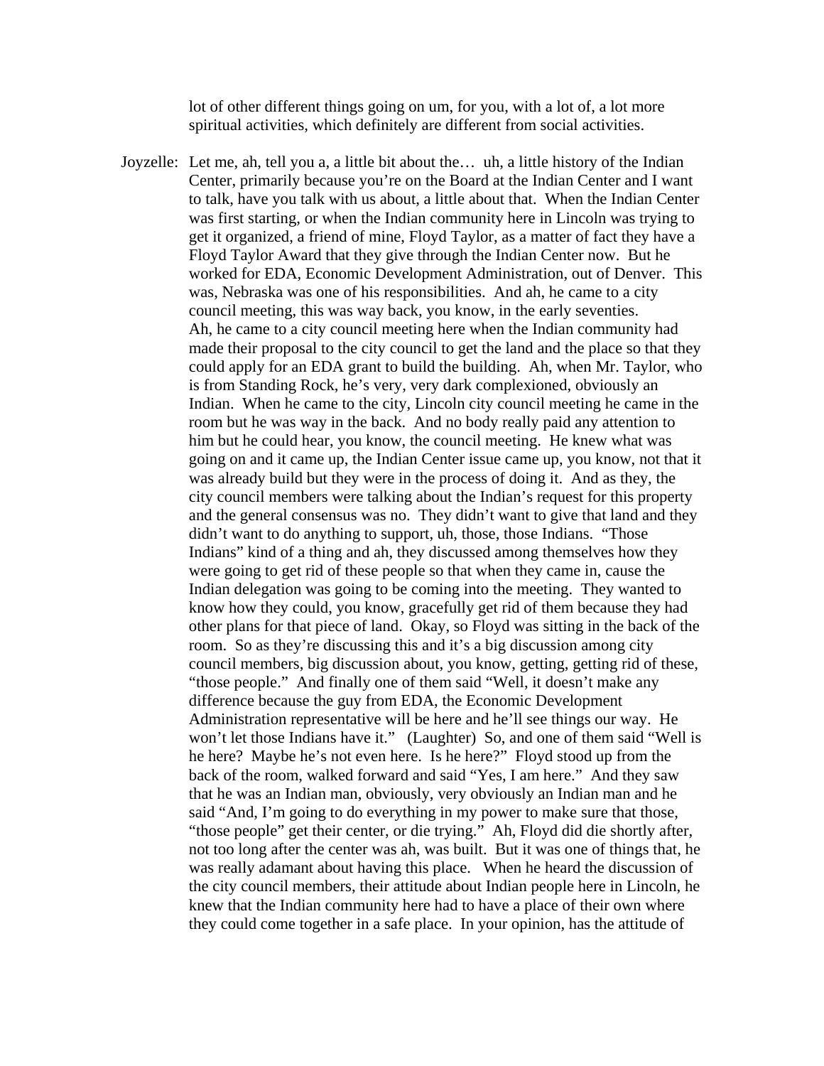lot of other different things going on um, for you, with a lot of, a lot more spiritual activities, which definitely are different from social activities.

Joyzelle: Let me, ah, tell you a, a little bit about the… uh, a little history of the Indian Center, primarily because you're on the Board at the Indian Center and I want to talk, have you talk with us about, a little about that. When the Indian Center was first starting, or when the Indian community here in Lincoln was trying to get it organized, a friend of mine, Floyd Taylor, as a matter of fact they have a Floyd Taylor Award that they give through the Indian Center now. But he worked for EDA, Economic Development Administration, out of Denver. This was, Nebraska was one of his responsibilities. And ah, he came to a city council meeting, this was way back, you know, in the early seventies. Ah, he came to a city council meeting here when the Indian community had made their proposal to the city council to get the land and the place so that they could apply for an EDA grant to build the building. Ah, when Mr. Taylor, who is from Standing Rock, he's very, very dark complexioned, obviously an Indian. When he came to the city, Lincoln city council meeting he came in the room but he was way in the back. And no body really paid any attention to him but he could hear, you know, the council meeting. He knew what was going on and it came up, the Indian Center issue came up, you know, not that it was already build but they were in the process of doing it. And as they, the city council members were talking about the Indian's request for this property and the general consensus was no. They didn't want to give that land and they didn't want to do anything to support, uh, those, those Indians. "Those Indians" kind of a thing and ah, they discussed among themselves how they were going to get rid of these people so that when they came in, cause the Indian delegation was going to be coming into the meeting. They wanted to know how they could, you know, gracefully get rid of them because they had other plans for that piece of land. Okay, so Floyd was sitting in the back of the room. So as they're discussing this and it's a big discussion among city council members, big discussion about, you know, getting, getting rid of these, "those people." And finally one of them said "Well, it doesn't make any difference because the guy from EDA, the Economic Development Administration representative will be here and he'll see things our way. He won't let those Indians have it." (Laughter) So, and one of them said "Well is he here? Maybe he's not even here. Is he here?" Floyd stood up from the back of the room, walked forward and said "Yes, I am here." And they saw that he was an Indian man, obviously, very obviously an Indian man and he said "And, I'm going to do everything in my power to make sure that those, "those people" get their center, or die trying." Ah, Floyd did die shortly after, not too long after the center was ah, was built. But it was one of things that, he was really adamant about having this place. When he heard the discussion of the city council members, their attitude about Indian people here in Lincoln, he knew that the Indian community here had to have a place of their own where they could come together in a safe place. In your opinion, has the attitude of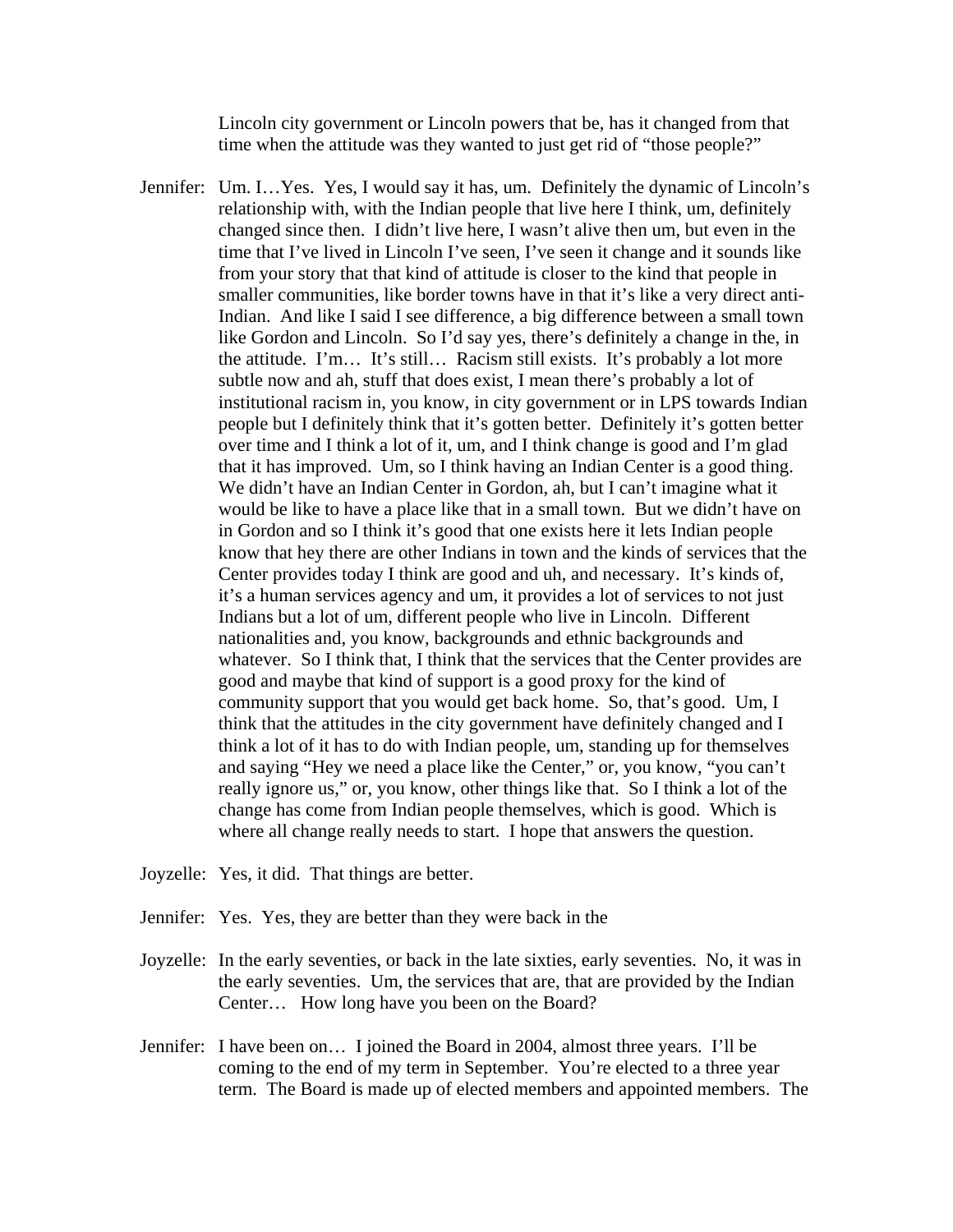Lincoln city government or Lincoln powers that be, has it changed from that time when the attitude was they wanted to just get rid of "those people?"

Jennifer: Um. I…Yes. Yes, I would say it has, um. Definitely the dynamic of Lincoln's relationship with, with the Indian people that live here I think, um, definitely changed since then. I didn't live here, I wasn't alive then um, but even in the time that I've lived in Lincoln I've seen, I've seen it change and it sounds like from your story that that kind of attitude is closer to the kind that people in smaller communities, like border towns have in that it's like a very direct anti-Indian. And like I said I see difference, a big difference between a small town like Gordon and Lincoln. So I'd say yes, there's definitely a change in the, in the attitude. I'm… It's still… Racism still exists. It's probably a lot more subtle now and ah, stuff that does exist, I mean there's probably a lot of institutional racism in, you know, in city government or in LPS towards Indian people but I definitely think that it's gotten better. Definitely it's gotten better over time and I think a lot of it, um, and I think change is good and I'm glad that it has improved. Um, so I think having an Indian Center is a good thing. We didn't have an Indian Center in Gordon, ah, but I can't imagine what it would be like to have a place like that in a small town. But we didn't have on in Gordon and so I think it's good that one exists here it lets Indian people know that hey there are other Indians in town and the kinds of services that the Center provides today I think are good and uh, and necessary. It's kinds of, it's a human services agency and um, it provides a lot of services to not just Indians but a lot of um, different people who live in Lincoln. Different nationalities and, you know, backgrounds and ethnic backgrounds and whatever. So I think that, I think that the services that the Center provides are good and maybe that kind of support is a good proxy for the kind of community support that you would get back home. So, that's good. Um, I think that the attitudes in the city government have definitely changed and I think a lot of it has to do with Indian people, um, standing up for themselves and saying "Hey we need a place like the Center," or, you know, "you can't really ignore us," or, you know, other things like that. So I think a lot of the change has come from Indian people themselves, which is good. Which is where all change really needs to start. I hope that answers the question.

Joyzelle: Yes, it did. That things are better.

Jennifer: Yes. Yes, they are better than they were back in the

Joyzelle: In the early seventies, or back in the late sixties, early seventies. No, it was in the early seventies. Um, the services that are, that are provided by the Indian Center… How long have you been on the Board?

Jennifer: I have been on… I joined the Board in 2004, almost three years. I'll be coming to the end of my term in September. You're elected to a three year term. The Board is made up of elected members and appointed members. The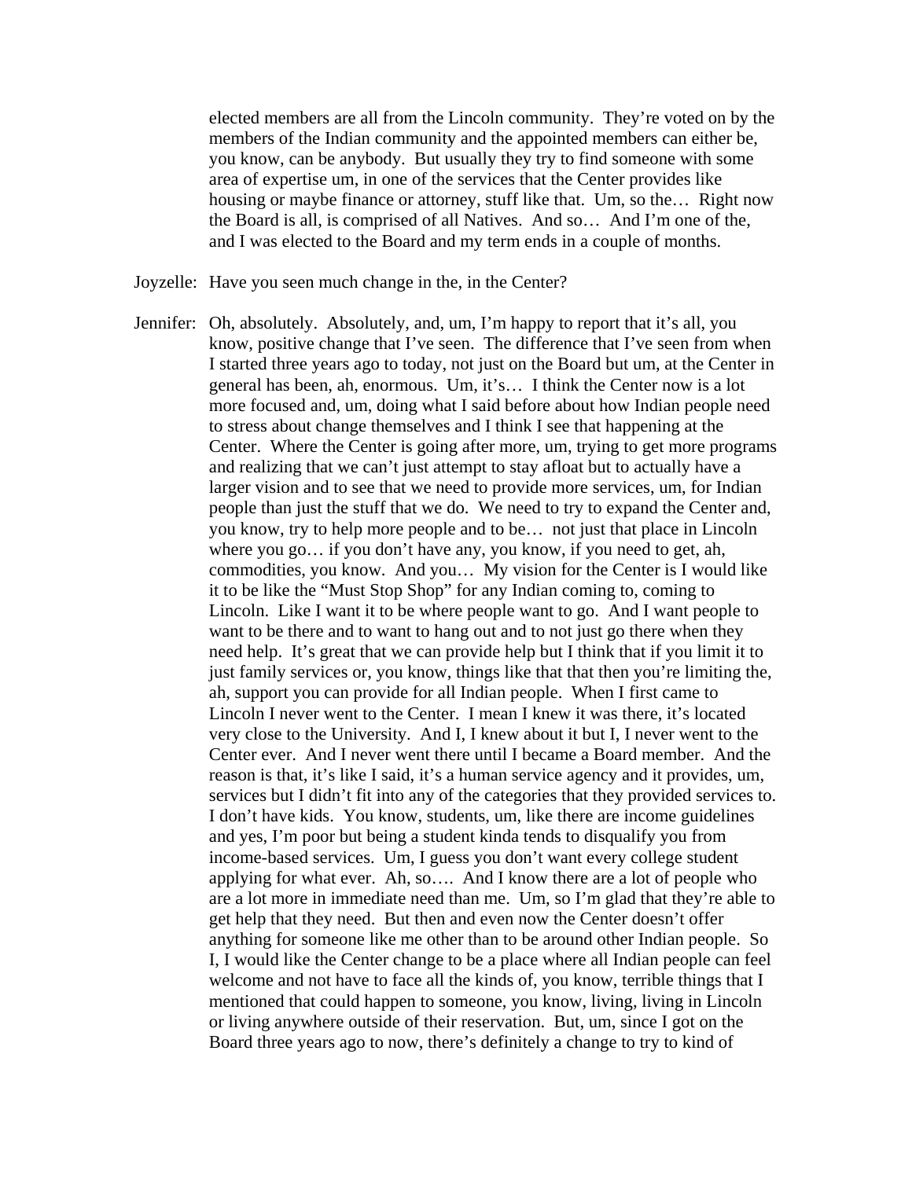elected members are all from the Lincoln community. They're voted on by the members of the Indian community and the appointed members can either be, you know, can be anybody. But usually they try to find someone with some area of expertise um, in one of the services that the Center provides like housing or maybe finance or attorney, stuff like that. Um, so the… Right now the Board is all, is comprised of all Natives. And so… And I'm one of the, and I was elected to the Board and my term ends in a couple of months.

Joyzelle: Have you seen much change in the, in the Center?

Jennifer: Oh, absolutely. Absolutely, and, um, I'm happy to report that it's all, you know, positive change that I've seen. The difference that I've seen from when I started three years ago to today, not just on the Board but um, at the Center in general has been, ah, enormous. Um, it's… I think the Center now is a lot more focused and, um, doing what I said before about how Indian people need to stress about change themselves and I think I see that happening at the Center. Where the Center is going after more, um, trying to get more programs and realizing that we can't just attempt to stay afloat but to actually have a larger vision and to see that we need to provide more services, um, for Indian people than just the stuff that we do. We need to try to expand the Center and, you know, try to help more people and to be… not just that place in Lincoln where you go… if you don't have any, you know, if you need to get, ah, commodities, you know. And you… My vision for the Center is I would like it to be like the "Must Stop Shop" for any Indian coming to, coming to Lincoln. Like I want it to be where people want to go. And I want people to want to be there and to want to hang out and to not just go there when they need help. It's great that we can provide help but I think that if you limit it to just family services or, you know, things like that that then you're limiting the, ah, support you can provide for all Indian people. When I first came to Lincoln I never went to the Center. I mean I knew it was there, it's located very close to the University. And I, I knew about it but I, I never went to the Center ever. And I never went there until I became a Board member. And the reason is that, it's like I said, it's a human service agency and it provides, um, services but I didn't fit into any of the categories that they provided services to. I don't have kids. You know, students, um, like there are income guidelines and yes, I'm poor but being a student kinda tends to disqualify you from income-based services. Um, I guess you don't want every college student applying for what ever. Ah, so…. And I know there are a lot of people who are a lot more in immediate need than me. Um, so I'm glad that they're able to get help that they need. But then and even now the Center doesn't offer anything for someone like me other than to be around other Indian people. So I, I would like the Center change to be a place where all Indian people can feel welcome and not have to face all the kinds of, you know, terrible things that I mentioned that could happen to someone, you know, living, living in Lincoln or living anywhere outside of their reservation. But, um, since I got on the Board three years ago to now, there's definitely a change to try to kind of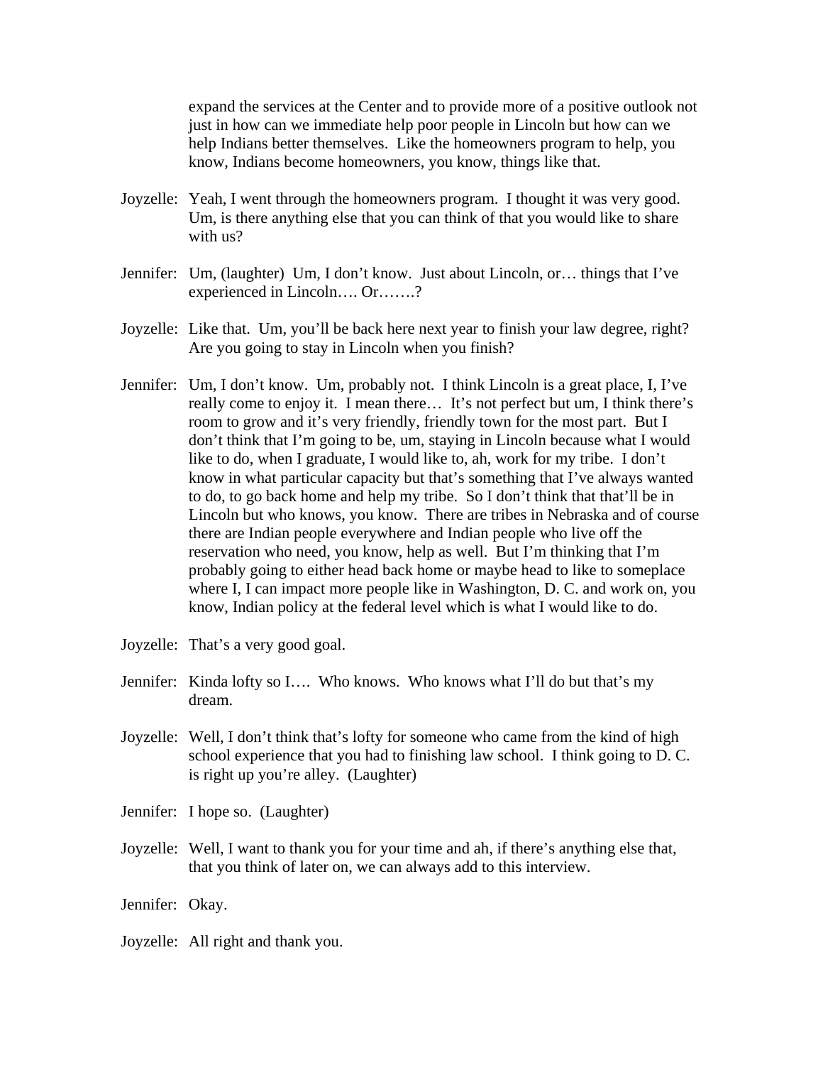expand the services at the Center and to provide more of a positive outlook not just in how can we immediate help poor people in Lincoln but how can we help Indians better themselves. Like the homeowners program to help, you know, Indians become homeowners, you know, things like that.

Joyzelle: Yeah, I went through the homeowners program. I thought it was very good. Um, is there anything else that you can think of that you would like to share with us?

Jennifer: Um, (laughter) Um, I don't know. Just about Lincoln, or… things that I've experienced in Lincoln…. Or…….?

Joyzelle: Like that. Um, you'll be back here next year to finish your law degree, right? Are you going to stay in Lincoln when you finish?

Jennifer: Um, I don't know. Um, probably not. I think Lincoln is a great place, I, I've really come to enjoy it. I mean there… It's not perfect but um, I think there's room to grow and it's very friendly, friendly town for the most part. But I don't think that I'm going to be, um, staying in Lincoln because what I would like to do, when I graduate, I would like to, ah, work for my tribe. I don't know in what particular capacity but that's something that I've always wanted to do, to go back home and help my tribe. So I don't think that that'll be in Lincoln but who knows, you know. There are tribes in Nebraska and of course there are Indian people everywhere and Indian people who live off the reservation who need, you know, help as well. But I'm thinking that I'm probably going to either head back home or maybe head to like to someplace where I, I can impact more people like in Washington, D. C. and work on, you know, Indian policy at the federal level which is what I would like to do.

Joyzelle: That's a very good goal.

Jennifer: Kinda lofty so I…. Who knows. Who knows what I'll do but that's my dream.

Joyzelle: Well, I don't think that's lofty for someone who came from the kind of high school experience that you had to finishing law school. I think going to D. C. is right up you're alley. (Laughter)

Jennifer: I hope so. (Laughter)

Joyzelle: Well, I want to thank you for your time and ah, if there's anything else that, that you think of later on, we can always add to this interview.

Jennifer: Okay.

Joyzelle: All right and thank you.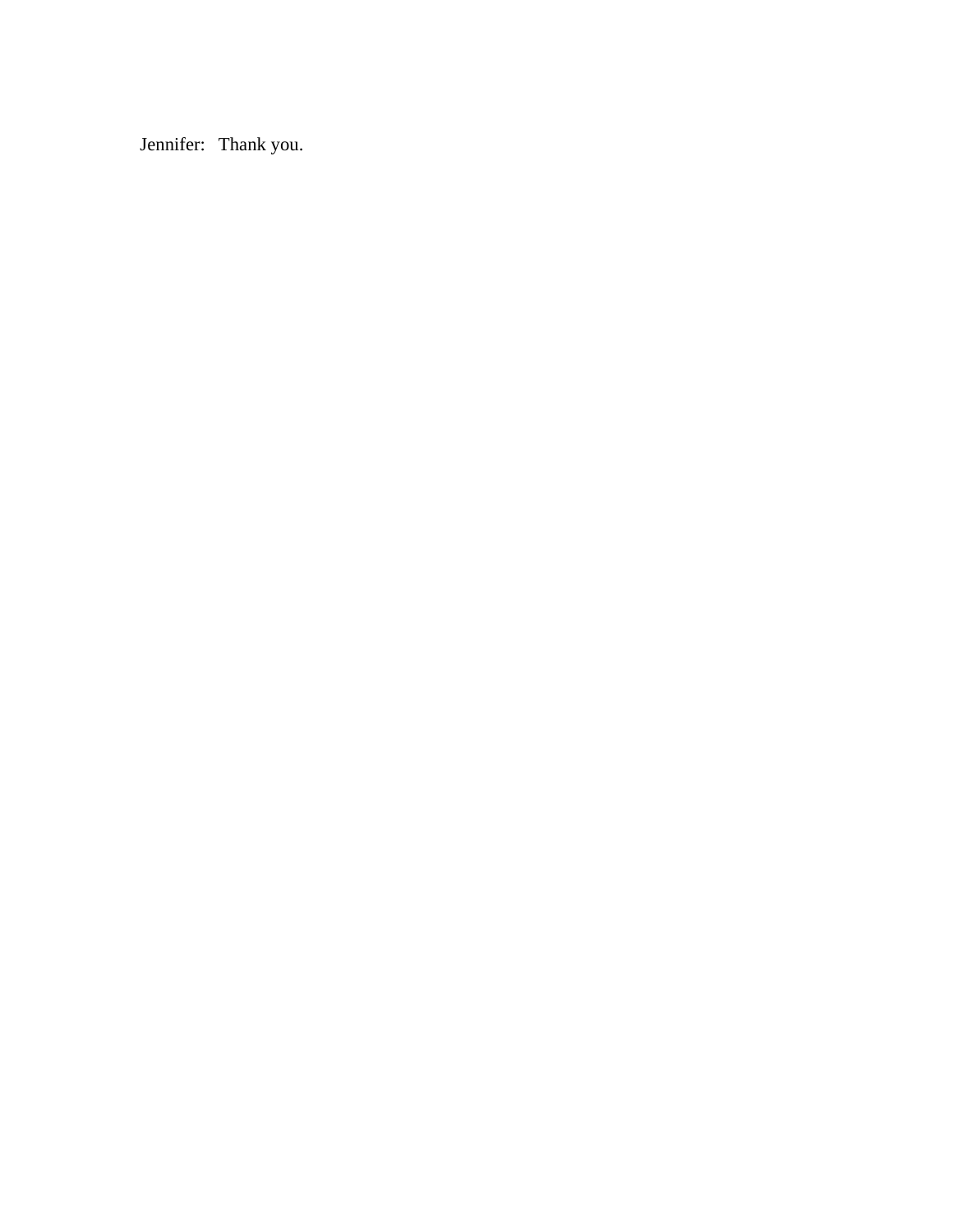Jennifer:   Thank you.